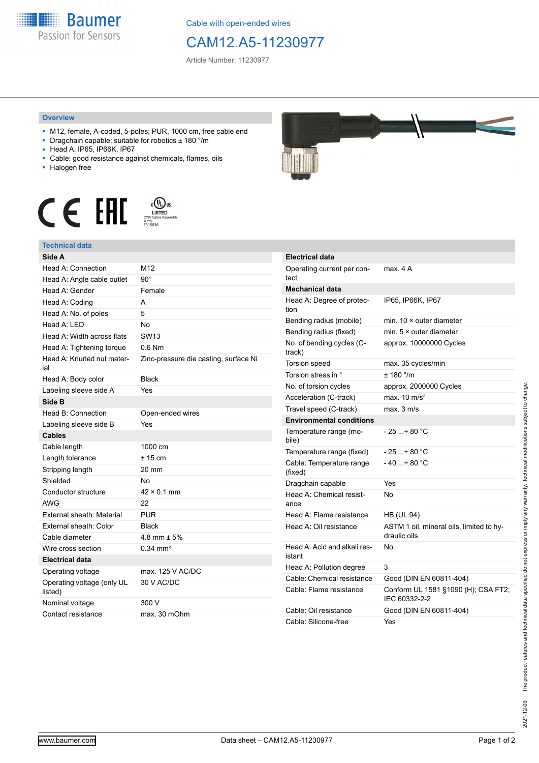Cable with open-ended wires

# CAM12.A5-11230977

Article Number: 11230977

## Overview

- M12, female, A-coded, 5-poles; PUR, 1000 cm, free cable end
- Dragchain capable; suitable for robotics ± 180 °/m
- Head A: IP65, IP66K, IP67
- Cable: good resistance against chemicals, flames, oils
- Halogen free

## Technical data

| **Side A** | |
|---|---|
| Head A: Connection | M12 |
| Head A: Angle cable outlet | 90° |
| Head A: Gender | Female |
| Head A: Coding | A |
| Head A: No. of poles | 5 |
| Head A: LED | No |
| Head A: Width across flats | SW13 |
| Head A: Tightening torque | 0.6 Nm |
| Head A: Knurled nut material | Zinc-pressure die casting, surface Ni |
| Head A: Body color | Black |
| Labeling sleeve side A | Yes |
| **Side B** | |
| Head B: Connection | Open-ended wires |
| Labeling sleeve side B | Yes |
| **Cables** | |
| Cable length | 1000 cm |
| Length tolerance | ± 15 cm |
| Stripping length | 20 mm |
| Shielded | No |
| Conductor structure | 42 × 0.1 mm |
| AWG | 22 |
| External sheath: Material | PUR |
| External sheath: Color | Black |
| Cable diameter | 4.8 mm ± 5% |
| Wire cross section | 0.34 mm² |
| **Electrical data** | |
| Operating voltage | max. 125 V AC/DC |
| Operating voltage (only UL listed) | 30 V AC/DC |
| Nominal voltage | 300 V |
| Contact resistance | max. 30 mOhm |

| **Electrical data** | |
|---|---|
| Operating current per contact | max. 4 A |
| **Mechanical data** | |
| Head A: Degree of protection | IP65, IP66K, IP67 |
| Bending radius (mobile) | min. 10 × outer diameter |
| Bending radius (fixed) | min. 5 × outer diameter |
| No. of bending cycles (C-track) | approx. 10000000 Cycles |
| Torsion speed | max. 35 cycles/min |
| Torsion stress in ° | ± 180 °/m |
| No. of torsion cycles | approx. 2000000 Cycles |
| Acceleration (C-track) | max. 10 m/s² |
| Travel speed (C-track) | max. 3 m/s |
| **Environmental conditions** | |
| Temperature range (mobile) | - 25 ...+ 80 °C |
| Temperature range (fixed) | - 25 ...+ 80 °C |
| Cable: Temperature range (fixed) | - 40 ...+ 80 °C |
| Dragchain capable | Yes |
| Head A: Chemical resistance | No |
| Head A: Flame resistance | HB (UL 94) |
| Head A: Oil resistance | ASTM 1 oil, mineral oils, limited to hydraulic oils |
| Head A: Acid and alkali resistant | No |
| Head A: Pollution degree | 3 |
| Cable: Chemical resistance | Good (DIN EN 60811-404) |
| Cable: Flame resistance | Conform UL 1581 §1090 (H); CSA FT2; IEC 60332-2-2 |
| Cable: Oil resistance | Good (DIN EN 60811-404) |
| Cable: Silicone-free | Yes |

2021-12-03 The product features and technical data specified do not express or imply any warranty. Technical modifications subject to change.

www.baumer.com — Data sheet – CAM12.A5-11230977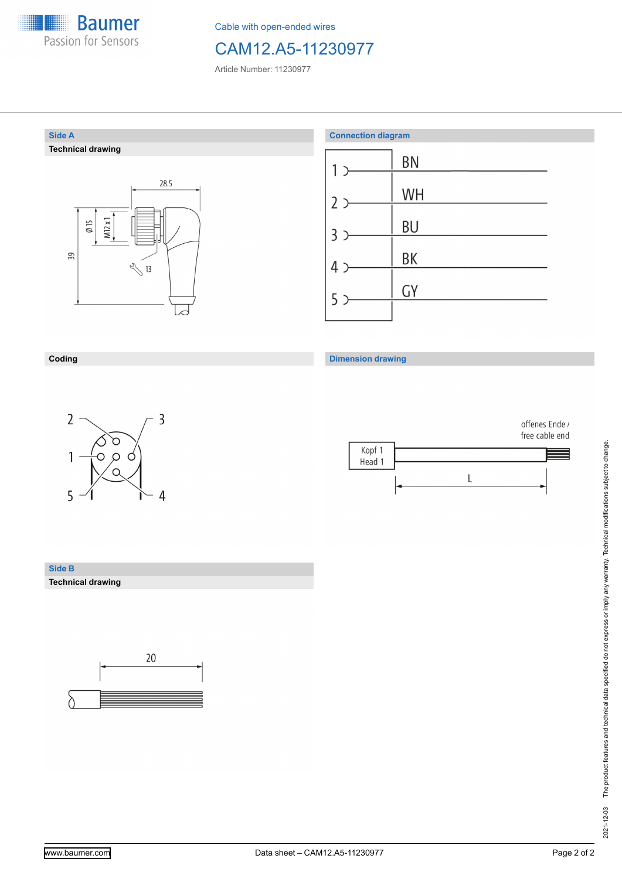Cable with open-ended wires

# CAM12.A5-11230977

Article Number: 11230977

## Side A

### Technical drawing

28.5

Ø 15

M12 x 1

39

13

## Connection diagram

1 BN

2 WH

3 BU

4 BK

5 GY

## Coding

2 3

1

5 4

## Dimension drawing

offenes Ende / free cable end

Kopf 1 Head 1

L

## Side B

### Technical drawing

20

The product features and technical data specified do not express or imply any warranty. Technical modifications subject to change.

2021-12-03

www.baumer.com

Data sheet – CAM12.A5-11230977